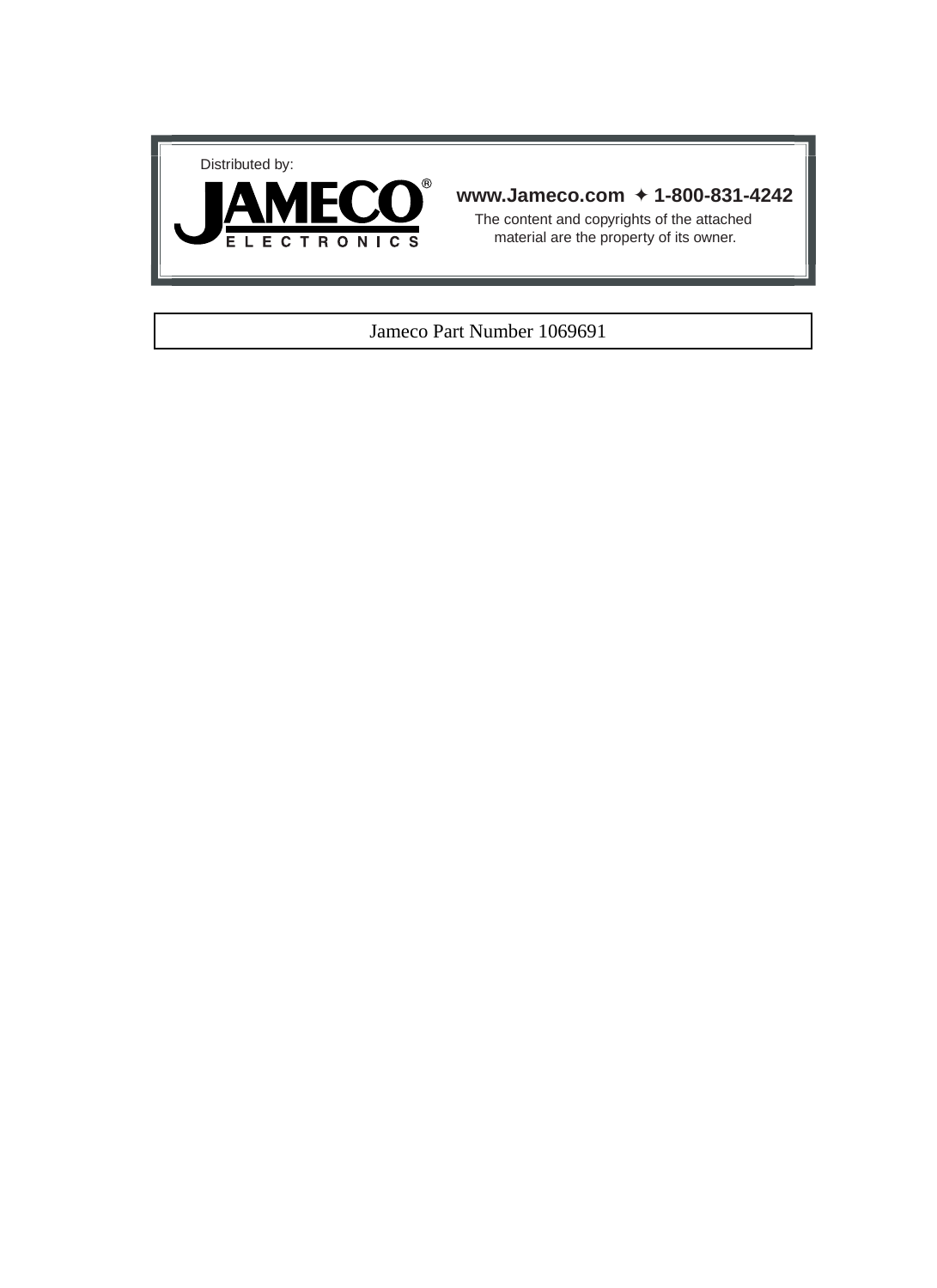Distributed by:

JAMECO®
ELECTRONICS

**www.Jameco.com ✦ 1-800-831-4242**

The content and copyrights of the attached material are the property of its owner.

Jameco Part Number 1069691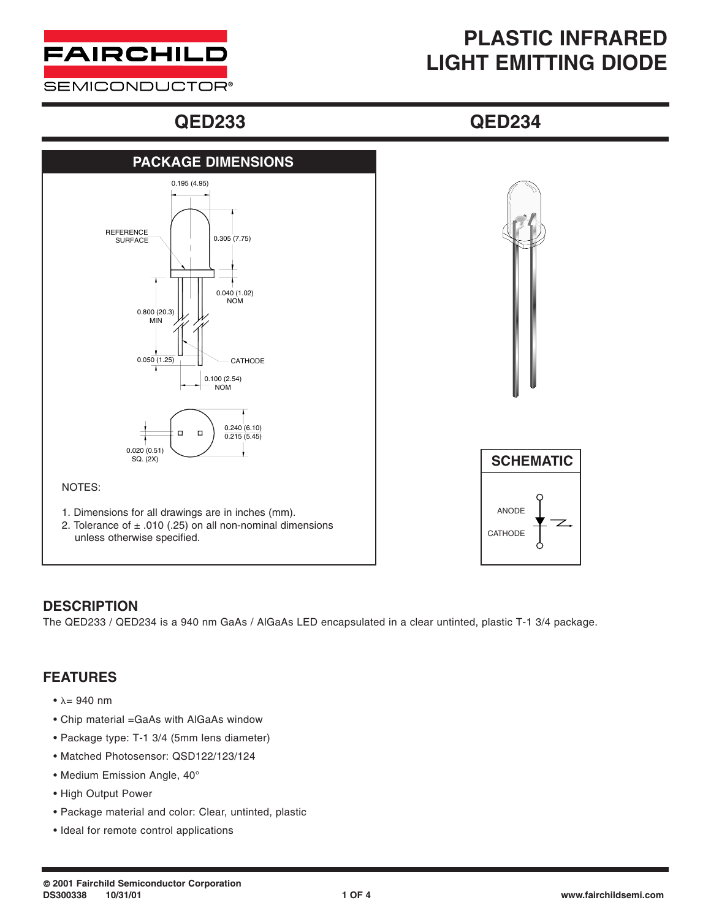# PLASTIC INFRARED LIGHT EMITTING DIODE

## QED233 QED234

### PACKAGE DIMENSIONS

0.195 (4.95)

REFERENCE SURFACE

0.305 (7.75)

0.040 (1.02) NOM

0.800 (20.3) MIN

0.050 (1.25)

CATHODE

0.100 (2.54) NOM

0.240 (6.10)
0.215 (5.45)

0.020 (0.51) SQ. (2X)

NOTES:

1. Dimensions for all drawings are in inches (mm).
2. Tolerance of ± .010 (.25) on all non-nominal dimensions unless otherwise specified.

### SCHEMATIC

ANODE

CATHODE

## DESCRIPTION

The QED233 / QED234 is a 940 nm GaAs / AlGaAs LED encapsulated in a clear untinted, plastic T-1 3/4 package.

## FEATURES

- λ= 940 nm
- Chip material =GaAs with AlGaAs window
- Package type: T-1 3/4 (5mm lens diameter)
- Matched Photosensor: QSD122/123/124
- Medium Emission Angle, 40°
- High Output Power
- Package material and color: Clear, untinted, plastic
- Ideal for remote control applications

© 2001 Fairchild Semiconductor Corporation
DS300338 10/31/01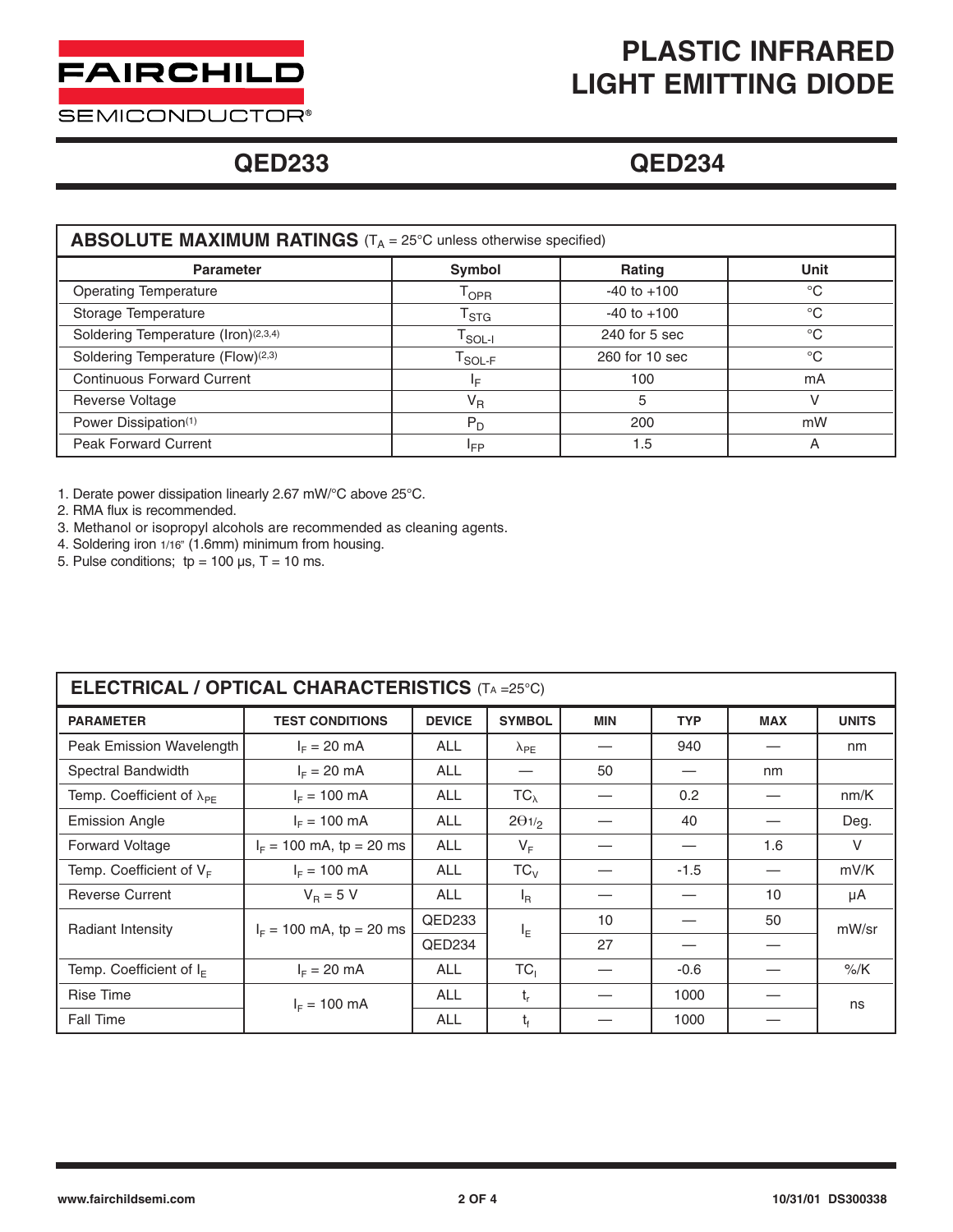# PLASTIC INFRARED LIGHT EMITTING DIODE

## QED233 QED234

| ABSOLUTE MAXIMUM RATINGS ($T_A$ = 25°C unless otherwise specified) | | | |
|---|---|---|---|
| **Parameter** | **Symbol** | **Rating** | **Unit** |
| Operating Temperature | $T_{OPR}$ | -40 to +100 | °C |
| Storage Temperature | $T_{STG}$ | -40 to +100 | °C |
| Soldering Temperature (Iron)[2,3,4] | $T_{SOL-I}$ | 240 for 5 sec | °C |
| Soldering Temperature (Flow)[2,3] | $T_{SOL-F}$ | 260 for 10 sec | °C |
| Continuous Forward Current | $I_F$ | 100 | mA |
| Reverse Voltage | $V_R$ | 5 | V |
| Power Dissipation[1] | $P_D$ | 200 | mW |
| Peak Forward Current | $I_{FP}$ | 1.5 | A |

1. Derate power dissipation linearly 2.67 mW/°C above 25°C.
2. RMA flux is recommended.
3. Methanol or isopropyl alcohols are recommended as cleaning agents.
4. Soldering iron 1/16" (1.6mm) minimum from housing.
5. Pulse conditions; tp = 100 µs, T = 10 ms.

| ELECTRICAL / OPTICAL CHARACTERISTICS ($T_A$ =25°C) | | | | | | | |
|---|---|---|---|---|---|---|---|
| **PARAMETER** | **TEST CONDITIONS** | **DEVICE** | **SYMBOL** | **MIN** | **TYP** | **MAX** | **UNITS** |
| Peak Emission Wavelength | $I_F$ = 20 mA | ALL | $\lambda_{PE}$ | — | 940 | — | nm |
| Spectral Bandwidth | $I_F$ = 20 mA | ALL | — | 50 | — | nm | |
| Temp. Coefficient of $\lambda_{PE}$ | $I_F$ = 100 mA | ALL | $TC_\lambda$ | — | 0.2 | — | nm/K |
| Emission Angle | $I_F$ = 100 mA | ALL | $2\Theta_{1/2}$ | — | 40 | — | Deg. |
| Forward Voltage | $I_F$ = 100 mA, tp = 20 ms | ALL | $V_F$ | — | — | 1.6 | V |
| Temp. Coefficient of $V_F$ | $I_F$ = 100 mA | ALL | $TC_V$ | — | -1.5 | — | mV/K |
| Reverse Current | $V_R$ = 5 V | ALL | $I_R$ | — | — | 10 | µA |
| Radiant Intensity | $I_F$ = 100 mA, tp = 20 ms | QED233 | $I_E$ | 10 | — | 50 | mW/sr |
| | | QED234 | | 27 | — | — | |
| Temp. Coefficient of $I_E$ | $I_F$ = 20 mA | ALL | $TC_I$ | — | -0.6 | — | %/K |
| Rise Time | $I_F$ = 100 mA | ALL | $t_r$ | — | 1000 | — | ns |
| Fall Time | | ALL | $t_f$ | — | 1000 | — | |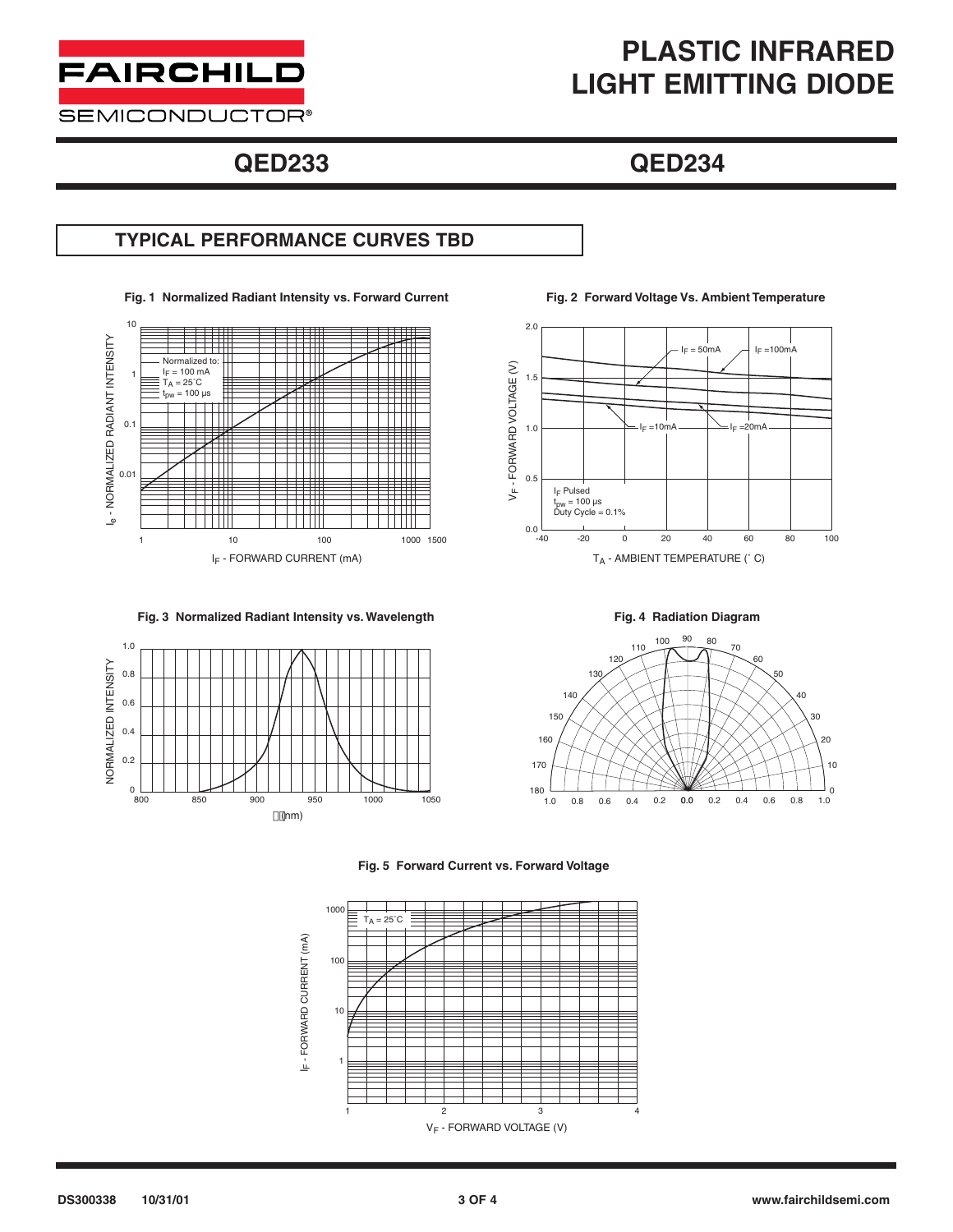# PLASTIC INFRARED LIGHT EMITTING DIODE

## QED233 QED234

### TYPICAL PERFORMANCE CURVES TBD

**Fig. 1 Normalized Radiant Intensity vs. Forward Current**

Normalized to: $I_F$ = 100 mA, $T_A$ = 25°C, $t_{pw}$ = 100 μs

$I_e$ - NORMALIZED RADIANT INTENSITY

$I_F$ - FORWARD CURRENT (mA)

**Fig. 2 Forward Voltage Vs. Ambient Temperature**

$I_F$ = 50mA, $I_F$ =100mA, $I_F$ =10mA, $I_F$ =20mA

$I_F$ Pulsed, $t_{pw}$ = 100 μs, Duty Cycle = 0.1%

$V_F$ - FORWARD VOLTAGE (V)

$T_A$ - AMBIENT TEMPERATURE (˚ C)

**Fig. 3 Normalized Radiant Intensity vs. Wavelength**

NORMALIZED INTENSITY

λ (nm)

**Fig. 4 Radiation Diagram**

**Fig. 5 Forward Current vs. Forward Voltage**

$T_A$ = 25˚C

$I_F$ - FORWARD CURRENT (mA)

$V_F$ - FORWARD VOLTAGE (V)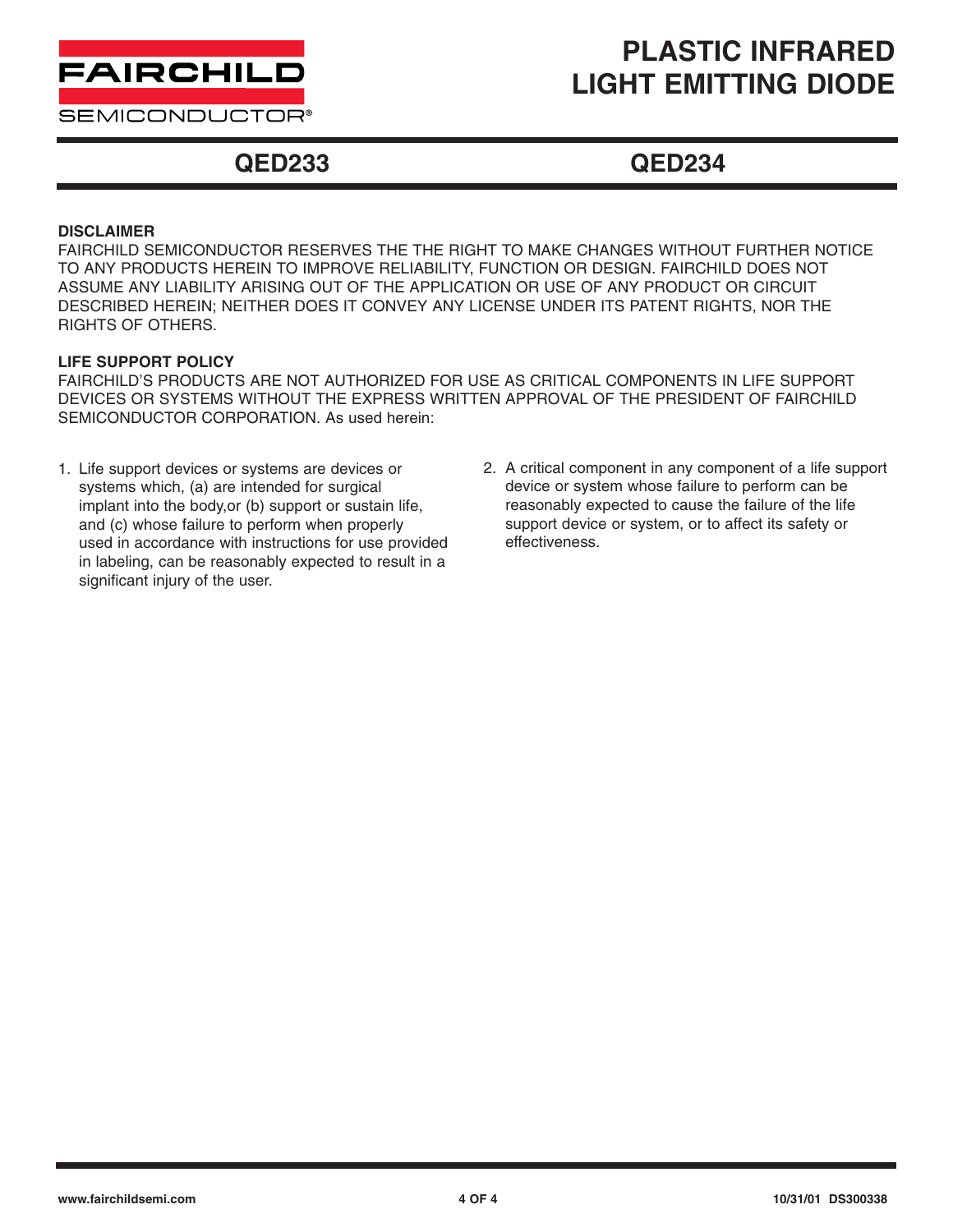# PLASTIC INFRARED LIGHT EMITTING DIODE

## QED233 QED234

**DISCLAIMER**

FAIRCHILD SEMICONDUCTOR RESERVES THE THE RIGHT TO MAKE CHANGES WITHOUT FURTHER NOTICE TO ANY PRODUCTS HEREIN TO IMPROVE RELIABILITY, FUNCTION OR DESIGN. FAIRCHILD DOES NOT ASSUME ANY LIABILITY ARISING OUT OF THE APPLICATION OR USE OF ANY PRODUCT OR CIRCUIT DESCRIBED HEREIN; NEITHER DOES IT CONVEY ANY LICENSE UNDER ITS PATENT RIGHTS, NOR THE RIGHTS OF OTHERS.

**LIFE SUPPORT POLICY**

FAIRCHILD'S PRODUCTS ARE NOT AUTHORIZED FOR USE AS CRITICAL COMPONENTS IN LIFE SUPPORT DEVICES OR SYSTEMS WITHOUT THE EXPRESS WRITTEN APPROVAL OF THE PRESIDENT OF FAIRCHILD SEMICONDUCTOR CORPORATION. As used herein:

1. Life support devices or systems are devices or systems which, (a) are intended for surgical implant into the body,or (b) support or sustain life, and (c) whose failure to perform when properly used in accordance with instructions for use provided in labeling, can be reasonably expected to result in a significant injury of the user.
2. A critical component in any component of a life support device or system whose failure to perform can be reasonably expected to cause the failure of the life support device or system, or to affect its safety or effectiveness.